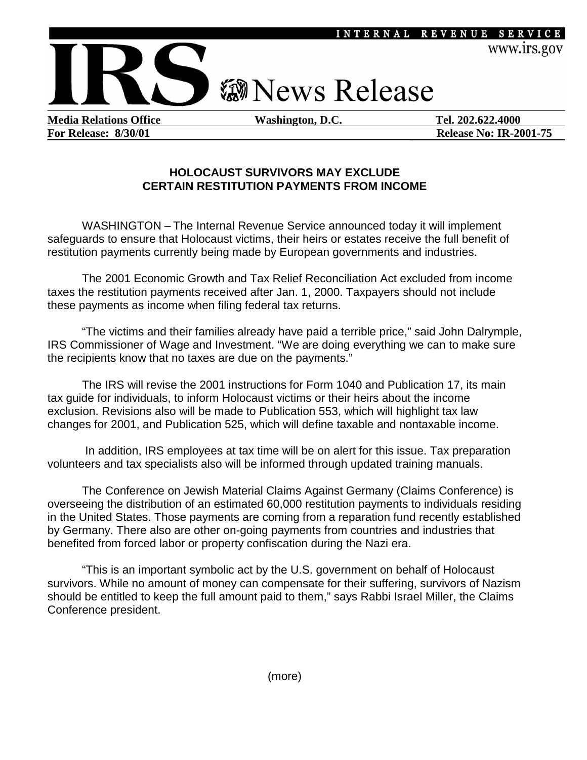INTERNAL REVENUE SERVICE

www.irs.gov

# IRS News Release

**Media Relations Office** **Washington, D.C.** **Tel. 202.622.4000**

**For Release: 8/30/01** **Release No: IR-2001-75**

## HOLOCAUST SURVIVORS MAY EXCLUDE CERTAIN RESTITUTION PAYMENTS FROM INCOME

WASHINGTON – The Internal Revenue Service announced today it will implement safeguards to ensure that Holocaust victims, their heirs or estates receive the full benefit of restitution payments currently being made by European governments and industries.

The 2001 Economic Growth and Tax Relief Reconciliation Act excluded from income taxes the restitution payments received after Jan. 1, 2000. Taxpayers should not include these payments as income when filing federal tax returns.

"The victims and their families already have paid a terrible price," said John Dalrymple, IRS Commissioner of Wage and Investment. "We are doing everything we can to make sure the recipients know that no taxes are due on the payments."

The IRS will revise the 2001 instructions for Form 1040 and Publication 17, its main tax guide for individuals, to inform Holocaust victims or their heirs about the income exclusion. Revisions also will be made to Publication 553, which will highlight tax law changes for 2001, and Publication 525, which will define taxable and nontaxable income.

In addition, IRS employees at tax time will be on alert for this issue. Tax preparation volunteers and tax specialists also will be informed through updated training manuals.

The Conference on Jewish Material Claims Against Germany (Claims Conference) is overseeing the distribution of an estimated 60,000 restitution payments to individuals residing in the United States. Those payments are coming from a reparation fund recently established by Germany. There also are other on-going payments from countries and industries that benefited from forced labor or property confiscation during the Nazi era.

"This is an important symbolic act by the U.S. government on behalf of Holocaust survivors. While no amount of money can compensate for their suffering, survivors of Nazism should be entitled to keep the full amount paid to them," says Rabbi Israel Miller, the Claims Conference president.

(more)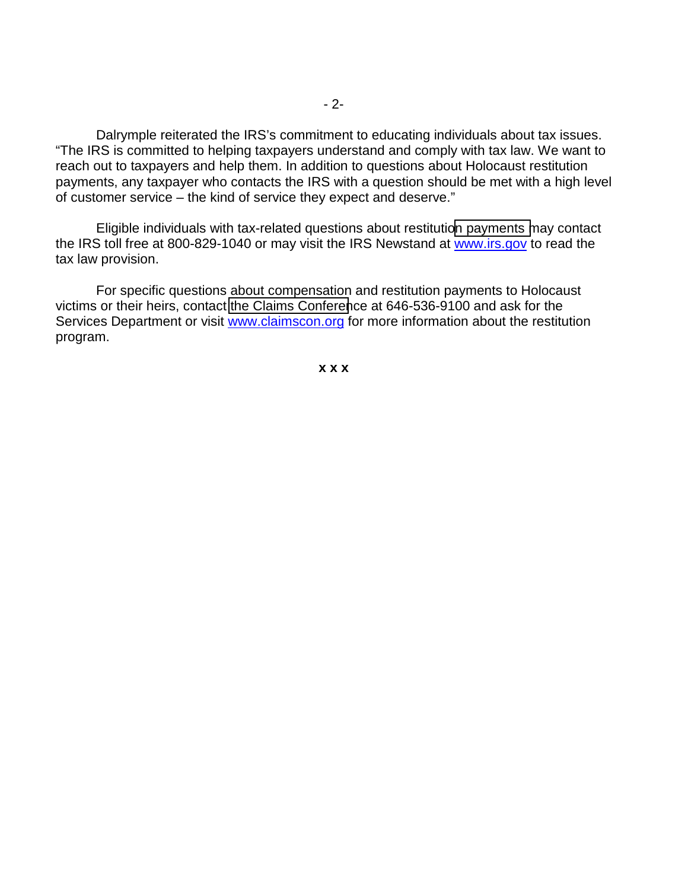Dalrymple reiterated the IRS's commitment to educating individuals about tax issues. "The IRS is committed to helping taxpayers understand and comply with tax law. We want to reach out to taxpayers and help them. In addition to questions about Holocaust restitution payments, any taxpayer who contacts the IRS with a question should be met with a high level of customer service – the kind of service they expect and deserve."

Eligible individuals with tax-related questions about restitution payments may contact the IRS toll free at 800-829-1040 or may visit the IRS Newstand at www.irs.gov to read the tax law provision.

For specific questions about compensation and restitution payments to Holocaust victims or their heirs, contact the Claims Conference at 646-536-9100 and ask for the Services Department or visit www.claimscon.org for more information about the restitution program.

**x x x**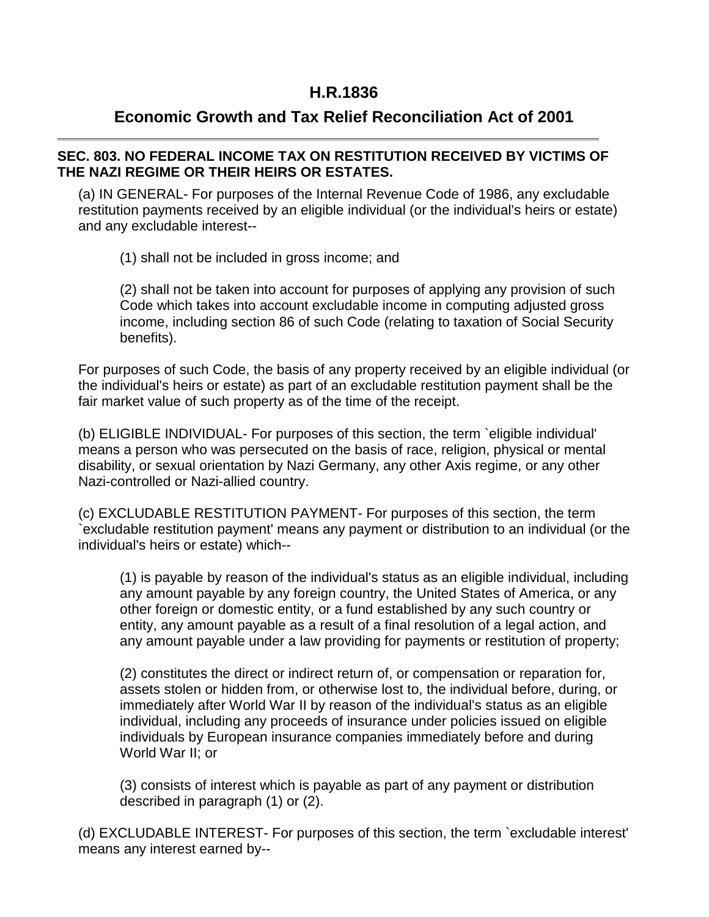# H.R.1836

## Economic Growth and Tax Relief Reconciliation Act of 2001

---

**SEC. 803. NO FEDERAL INCOME TAX ON RESTITUTION RECEIVED BY VICTIMS OF THE NAZI REGIME OR THEIR HEIRS OR ESTATES.**

(a) IN GENERAL- For purposes of the Internal Revenue Code of 1986, any excludable restitution payments received by an eligible individual (or the individual's heirs or estate) and any excludable interest--

> (1) shall not be included in gross income; and
>
> (2) shall not be taken into account for purposes of applying any provision of such Code which takes into account excludable income in computing adjusted gross income, including section 86 of such Code (relating to taxation of Social Security benefits).

For purposes of such Code, the basis of any property received by an eligible individual (or the individual's heirs or estate) as part of an excludable restitution payment shall be the fair market value of such property as of the time of the receipt.

(b) ELIGIBLE INDIVIDUAL- For purposes of this section, the term `eligible individual' means a person who was persecuted on the basis of race, religion, physical or mental disability, or sexual orientation by Nazi Germany, any other Axis regime, or any other Nazi-controlled or Nazi-allied country.

(c) EXCLUDABLE RESTITUTION PAYMENT- For purposes of this section, the term `excludable restitution payment' means any payment or distribution to an individual (or the individual's heirs or estate) which--

> (1) is payable by reason of the individual's status as an eligible individual, including any amount payable by any foreign country, the United States of America, or any other foreign or domestic entity, or a fund established by any such country or entity, any amount payable as a result of a final resolution of a legal action, and any amount payable under a law providing for payments or restitution of property;
>
> (2) constitutes the direct or indirect return of, or compensation or reparation for, assets stolen or hidden from, or otherwise lost to, the individual before, during, or immediately after World War II by reason of the individual's status as an eligible individual, including any proceeds of insurance under policies issued on eligible individuals by European insurance companies immediately before and during World War II; or
>
> (3) consists of interest which is payable as part of any payment or distribution described in paragraph (1) or (2).

(d) EXCLUDABLE INTEREST- For purposes of this section, the term `excludable interest' means any interest earned by--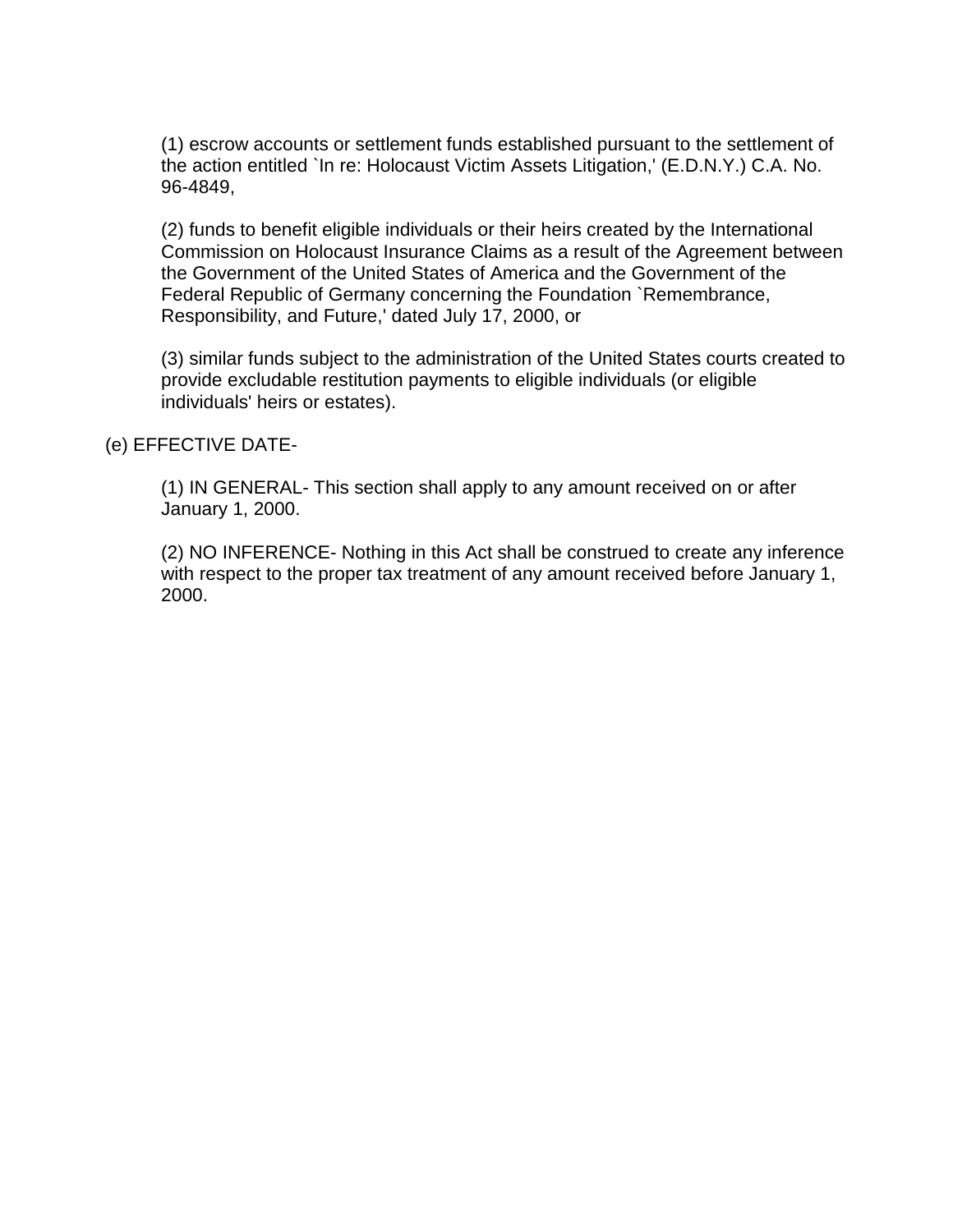(1) escrow accounts or settlement funds established pursuant to the settlement of the action entitled `In re: Holocaust Victim Assets Litigation,' (E.D.N.Y.) C.A. No. 96-4849,

(2) funds to benefit eligible individuals or their heirs created by the International Commission on Holocaust Insurance Claims as a result of the Agreement between the Government of the United States of America and the Government of the Federal Republic of Germany concerning the Foundation `Remembrance, Responsibility, and Future,' dated July 17, 2000, or

(3) similar funds subject to the administration of the United States courts created to provide excludable restitution payments to eligible individuals (or eligible individuals' heirs or estates).

(e) EFFECTIVE DATE-

(1) IN GENERAL- This section shall apply to any amount received on or after January 1, 2000.

(2) NO INFERENCE- Nothing in this Act shall be construed to create any inference with respect to the proper tax treatment of any amount received before January 1, 2000.